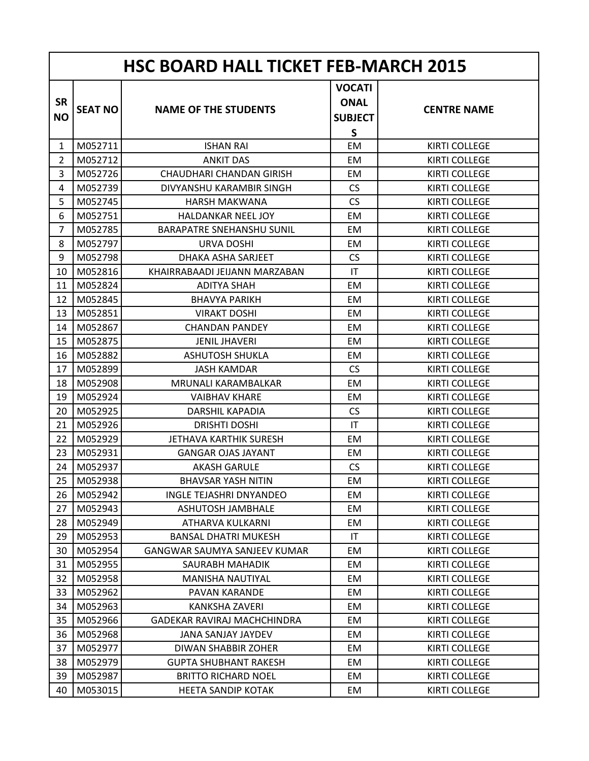# HSC BOARD HALL TICKET FEB-MARCH 2015

| SR NO | SEAT NO | NAME OF THE STUDENTS | VOCATIONAL SUBJECTS | CENTRE NAME |
|---|---|---|---|---|
| 1 | M052711 | ISHAN RAI | EM | KIRTI COLLEGE |
| 2 | M052712 | ANKIT DAS | EM | KIRTI COLLEGE |
| 3 | M052726 | CHAUDHARI CHANDAN GIRISH | EM | KIRTI COLLEGE |
| 4 | M052739 | DIVYANSHU KARAMBIR SINGH | CS | KIRTI COLLEGE |
| 5 | M052745 | HARSH MAKWANA | CS | KIRTI COLLEGE |
| 6 | M052751 | HALDANKAR NEEL JOY | EM | KIRTI COLLEGE |
| 7 | M052785 | BARAPATRE SNEHANSHU SUNIL | EM | KIRTI COLLEGE |
| 8 | M052797 | URVA DOSHI | EM | KIRTI COLLEGE |
| 9 | M052798 | DHAKA ASHA SARJEET | CS | KIRTI COLLEGE |
| 10 | M052816 | KHAIRRABAADI JEIJANN MARZABAN | IT | KIRTI COLLEGE |
| 11 | M052824 | ADITYA SHAH | EM | KIRTI COLLEGE |
| 12 | M052845 | BHAVYA PARIKH | EM | KIRTI COLLEGE |
| 13 | M052851 | VIRAKT DOSHI | EM | KIRTI COLLEGE |
| 14 | M052867 | CHANDAN PANDEY | EM | KIRTI COLLEGE |
| 15 | M052875 | JENIL JHAVERI | EM | KIRTI COLLEGE |
| 16 | M052882 | ASHUTOSH SHUKLA | EM | KIRTI COLLEGE |
| 17 | M052899 | JASH KAMDAR | CS | KIRTI COLLEGE |
| 18 | M052908 | MRUNALI KARAMBALKAR | EM | KIRTI COLLEGE |
| 19 | M052924 | VAIBHAV KHARE | EM | KIRTI COLLEGE |
| 20 | M052925 | DARSHIL KAPADIA | CS | KIRTI COLLEGE |
| 21 | M052926 | DRISHTI DOSHI | IT | KIRTI COLLEGE |
| 22 | M052929 | JETHAVA KARTHIK SURESH | EM | KIRTI COLLEGE |
| 23 | M052931 | GANGAR OJAS JAYANT | EM | KIRTI COLLEGE |
| 24 | M052937 | AKASH GARULE | CS | KIRTI COLLEGE |
| 25 | M052938 | BHAVSAR YASH NITIN | EM | KIRTI COLLEGE |
| 26 | M052942 | INGLE TEJASHRI DNYANDEO | EM | KIRTI COLLEGE |
| 27 | M052943 | ASHUTOSH JAMBHALE | EM | KIRTI COLLEGE |
| 28 | M052949 | ATHARVA KULKARNI | EM | KIRTI COLLEGE |
| 29 | M052953 | BANSAL DHATRI MUKESH | IT | KIRTI COLLEGE |
| 30 | M052954 | GANGWAR SAUMYA SANJEEV KUMAR | EM | KIRTI COLLEGE |
| 31 | M052955 | SAURABH MAHADIK | EM | KIRTI COLLEGE |
| 32 | M052958 | MANISHA NAUTIYAL | EM | KIRTI COLLEGE |
| 33 | M052962 | PAVAN KARANDE | EM | KIRTI COLLEGE |
| 34 | M052963 | KANKSHA ZAVERI | EM | KIRTI COLLEGE |
| 35 | M052966 | GADEKAR RAVIRAJ MACHCHINDRA | EM | KIRTI COLLEGE |
| 36 | M052968 | JANA SANJAY JAYDEV | EM | KIRTI COLLEGE |
| 37 | M052977 | DIWAN SHABBIR ZOHER | EM | KIRTI COLLEGE |
| 38 | M052979 | GUPTA SHUBHANT RAKESH | EM | KIRTI COLLEGE |
| 39 | M052987 | BRITTO RICHARD NOEL | EM | KIRTI COLLEGE |
| 40 | M053015 | HEETA SANDIP KOTAK | EM | KIRTI COLLEGE |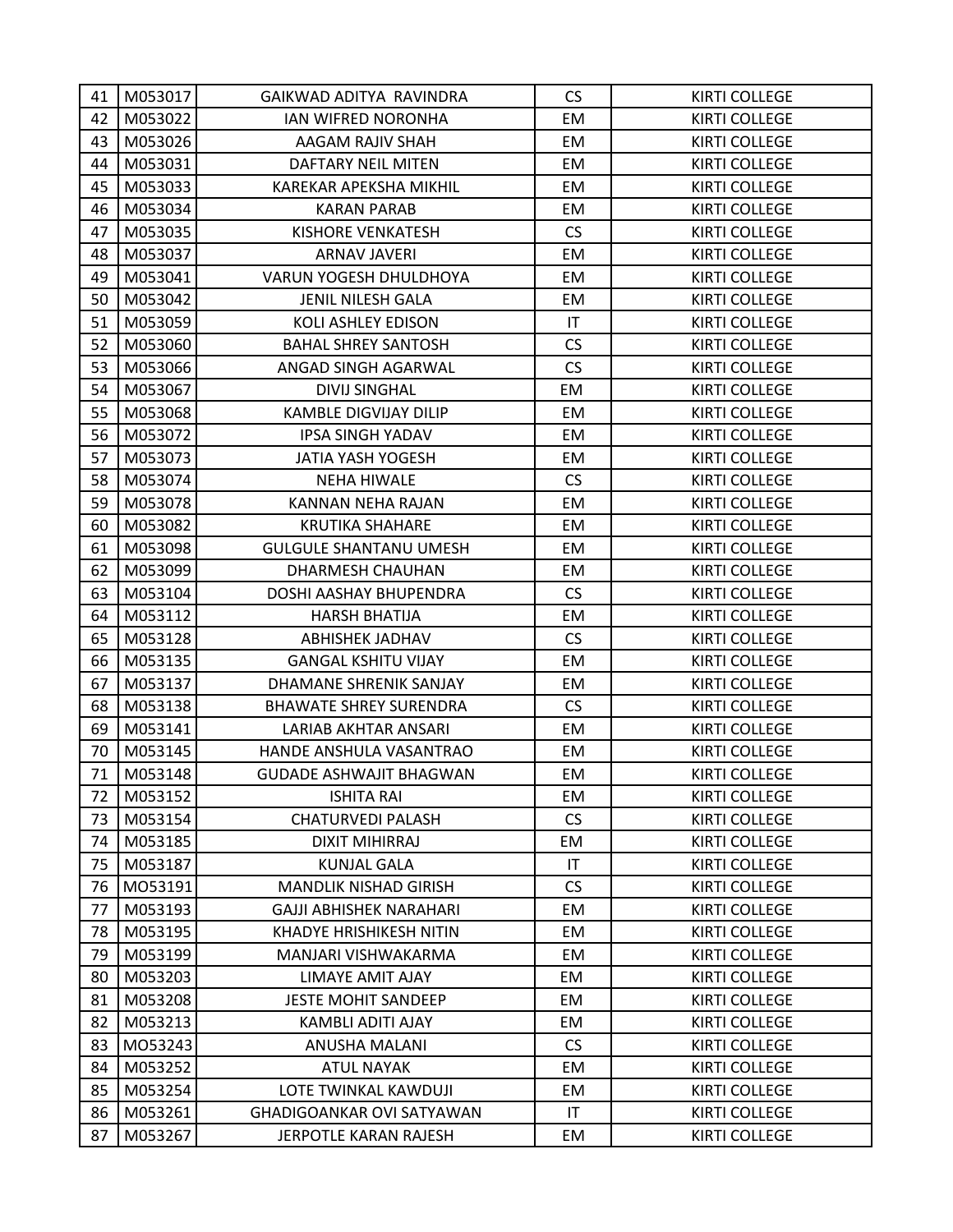| 41 | M053017 | GAIKWAD ADITYA  RAVINDRA | CS | KIRTI COLLEGE |
|---|---|---|---|---|
| 42 | M053022 | IAN WIFRED NORONHA | EM | KIRTI COLLEGE |
| 43 | M053026 | AAGAM RAJIV SHAH | EM | KIRTI COLLEGE |
| 44 | M053031 | DAFTARY NEIL MITEN | EM | KIRTI COLLEGE |
| 45 | M053033 | KAREKAR APEKSHA MIKHIL | EM | KIRTI COLLEGE |
| 46 | M053034 | KARAN PARAB | EM | KIRTI COLLEGE |
| 47 | M053035 | KISHORE VENKATESH | CS | KIRTI COLLEGE |
| 48 | M053037 | ARNAV JAVERI | EM | KIRTI COLLEGE |
| 49 | M053041 | VARUN YOGESH DHULDHOYA | EM | KIRTI COLLEGE |
| 50 | M053042 | JENIL NILESH GALA | EM | KIRTI COLLEGE |
| 51 | M053059 | KOLI ASHLEY EDISON | IT | KIRTI COLLEGE |
| 52 | M053060 | BAHAL SHREY SANTOSH | CS | KIRTI COLLEGE |
| 53 | M053066 | ANGAD SINGH AGARWAL | CS | KIRTI COLLEGE |
| 54 | M053067 | DIVIJ SINGHAL | EM | KIRTI COLLEGE |
| 55 | M053068 | KAMBLE DIGVIJAY DILIP | EM | KIRTI COLLEGE |
| 56 | M053072 | IPSA SINGH YADAV | EM | KIRTI COLLEGE |
| 57 | M053073 | JATIA YASH YOGESH | EM | KIRTI COLLEGE |
| 58 | M053074 | NEHA HIWALE | CS | KIRTI COLLEGE |
| 59 | M053078 | KANNAN NEHA RAJAN | EM | KIRTI COLLEGE |
| 60 | M053082 | KRUTIKA SHAHARE | EM | KIRTI COLLEGE |
| 61 | M053098 | GULGULE SHANTANU UMESH | EM | KIRTI COLLEGE |
| 62 | M053099 | DHARMESH CHAUHAN | EM | KIRTI COLLEGE |
| 63 | M053104 | DOSHI AASHAY BHUPENDRA | CS | KIRTI COLLEGE |
| 64 | M053112 | HARSH BHATIJA | EM | KIRTI COLLEGE |
| 65 | M053128 | ABHISHEK JADHAV | CS | KIRTI COLLEGE |
| 66 | M053135 | GANGAL KSHITU VIJAY | EM | KIRTI COLLEGE |
| 67 | M053137 | DHAMANE SHRENIK SANJAY | EM | KIRTI COLLEGE |
| 68 | M053138 | BHAWATE SHREY SURENDRA | CS | KIRTI COLLEGE |
| 69 | M053141 | LARIAB AKHTAR ANSARI | EM | KIRTI COLLEGE |
| 70 | M053145 | HANDE ANSHULA VASANTRAO | EM | KIRTI COLLEGE |
| 71 | M053148 | GUDADE ASHWAJIT BHAGWAN | EM | KIRTI COLLEGE |
| 72 | M053152 | ISHITA RAI | EM | KIRTI COLLEGE |
| 73 | M053154 | CHATURVEDI PALASH | CS | KIRTI COLLEGE |
| 74 | M053185 | DIXIT MIHIRRAJ | EM | KIRTI COLLEGE |
| 75 | M053187 | KUNJAL GALA | IT | KIRTI COLLEGE |
| 76 | MO53191 | MANDLIK NISHAD GIRISH | CS | KIRTI COLLEGE |
| 77 | M053193 | GAJJI ABHISHEK NARAHARI | EM | KIRTI COLLEGE |
| 78 | M053195 | KHADYE HRISHIKESH NITIN | EM | KIRTI COLLEGE |
| 79 | M053199 | MANJARI VISHWAKARMA | EM | KIRTI COLLEGE |
| 80 | M053203 | LIMAYE AMIT AJAY | EM | KIRTI COLLEGE |
| 81 | M053208 | JESTE MOHIT SANDEEP | EM | KIRTI COLLEGE |
| 82 | M053213 | KAMBLI ADITI AJAY | EM | KIRTI COLLEGE |
| 83 | MO53243 | ANUSHA MALANI | CS | KIRTI COLLEGE |
| 84 | M053252 | ATUL NAYAK | EM | KIRTI COLLEGE |
| 85 | M053254 | LOTE TWINKAL KAWDUJI | EM | KIRTI COLLEGE |
| 86 | M053261 | GHADIGOANKAR OVI SATYAWAN | IT | KIRTI COLLEGE |
| 87 | M053267 | JERPOTLE KARAN RAJESH | EM | KIRTI COLLEGE |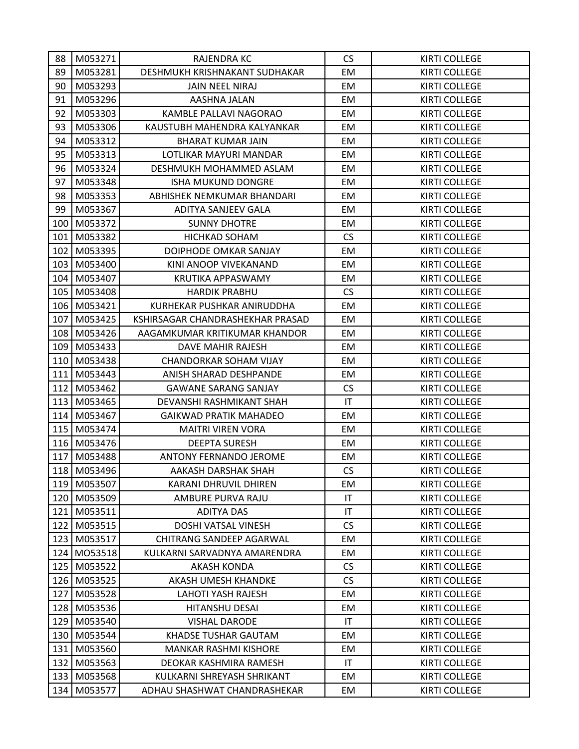| 88 | M053271 | RAJENDRA KC | CS | KIRTI COLLEGE |
|---|---|---|---|---|
| 89 | M053281 | DESHMUKH KRISHNAKANT SUDHAKAR | EM | KIRTI COLLEGE |
| 90 | M053293 | JAIN NEEL NIRAJ | EM | KIRTI COLLEGE |
| 91 | M053296 | AASHNA JALAN | EM | KIRTI COLLEGE |
| 92 | M053303 | KAMBLE PALLAVI NAGORAO | EM | KIRTI COLLEGE |
| 93 | M053306 | KAUSTUBH MAHENDRA KALYANKAR | EM | KIRTI COLLEGE |
| 94 | M053312 | BHARAT KUMAR JAIN | EM | KIRTI COLLEGE |
| 95 | M053313 | LOTLIKAR MAYURI MANDAR | EM | KIRTI COLLEGE |
| 96 | M053324 | DESHMUKH MOHAMMED ASLAM | EM | KIRTI COLLEGE |
| 97 | M053348 | ISHA MUKUND DONGRE | EM | KIRTI COLLEGE |
| 98 | M053353 | ABHISHEK NEMKUMAR BHANDARI | EM | KIRTI COLLEGE |
| 99 | M053367 | ADITYA SANJEEV GALA | EM | KIRTI COLLEGE |
| 100 | M053372 | SUNNY DHOTRE | EM | KIRTI COLLEGE |
| 101 | M053382 | HICHKAD SOHAM | CS | KIRTI COLLEGE |
| 102 | M053395 | DOIPHODE OMKAR SANJAY | EM | KIRTI COLLEGE |
| 103 | M053400 | KINI ANOOP VIVEKANAND | EM | KIRTI COLLEGE |
| 104 | M053407 | KRUTIKA APPASWAMY | EM | KIRTI COLLEGE |
| 105 | M053408 | HARDIK PRABHU | CS | KIRTI COLLEGE |
| 106 | M053421 | KURHEKAR PUSHKAR ANIRUDDHA | EM | KIRTI COLLEGE |
| 107 | M053425 | KSHIRSAGAR CHANDRASHEKHAR PRASAD | EM | KIRTI COLLEGE |
| 108 | M053426 | AAGAMKUMAR KRITIKUMAR KHANDOR | EM | KIRTI COLLEGE |
| 109 | M053433 | DAVE MAHIR RAJESH | EM | KIRTI COLLEGE |
| 110 | M053438 | CHANDORKAR SOHAM VIJAY | EM | KIRTI COLLEGE |
| 111 | M053443 | ANISH SHARAD DESHPANDE | EM | KIRTI COLLEGE |
| 112 | M053462 | GAWANE SARANG SANJAY | CS | KIRTI COLLEGE |
| 113 | M053465 | DEVANSHI RASHMIKANT SHAH | IT | KIRTI COLLEGE |
| 114 | M053467 | GAIKWAD PRATIK MAHADEO | EM | KIRTI COLLEGE |
| 115 | M053474 | MAITRI VIREN VORA | EM | KIRTI COLLEGE |
| 116 | M053476 | DEEPTA SURESH | EM | KIRTI COLLEGE |
| 117 | M053488 | ANTONY FERNANDO JEROME | EM | KIRTI COLLEGE |
| 118 | M053496 | AAKASH DARSHAK SHAH | CS | KIRTI COLLEGE |
| 119 | M053507 | KARANI DHRUVIL DHIREN | EM | KIRTI COLLEGE |
| 120 | M053509 | AMBURE PURVA RAJU | IT | KIRTI COLLEGE |
| 121 | M053511 | ADITYA DAS | IT | KIRTI COLLEGE |
| 122 | M053515 | DOSHI VATSAL VINESH | CS | KIRTI COLLEGE |
| 123 | M053517 | CHITRANG SANDEEP AGARWAL | EM | KIRTI COLLEGE |
| 124 | MO53518 | KULKARNI SARVADNYA AMARENDRA | EM | KIRTI COLLEGE |
| 125 | M053522 | AKASH KONDA | CS | KIRTI COLLEGE |
| 126 | M053525 | AKASH UMESH KHANDKE | CS | KIRTI COLLEGE |
| 127 | M053528 | LAHOTI YASH RAJESH | EM | KIRTI COLLEGE |
| 128 | M053536 | HITANSHU DESAI | EM | KIRTI COLLEGE |
| 129 | M053540 | VISHAL DARODE | IT | KIRTI COLLEGE |
| 130 | M053544 | KHADSE TUSHAR GAUTAM | EM | KIRTI COLLEGE |
| 131 | M053560 | MANKAR RASHMI KISHORE | EM | KIRTI COLLEGE |
| 132 | M053563 | DEOKAR KASHMIRA RAMESH | IT | KIRTI COLLEGE |
| 133 | M053568 | KULKARNI SHREYASH SHRIKANT | EM | KIRTI COLLEGE |
| 134 | M053577 | ADHAU SHASHWAT CHANDRASHEKAR | EM | KIRTI COLLEGE |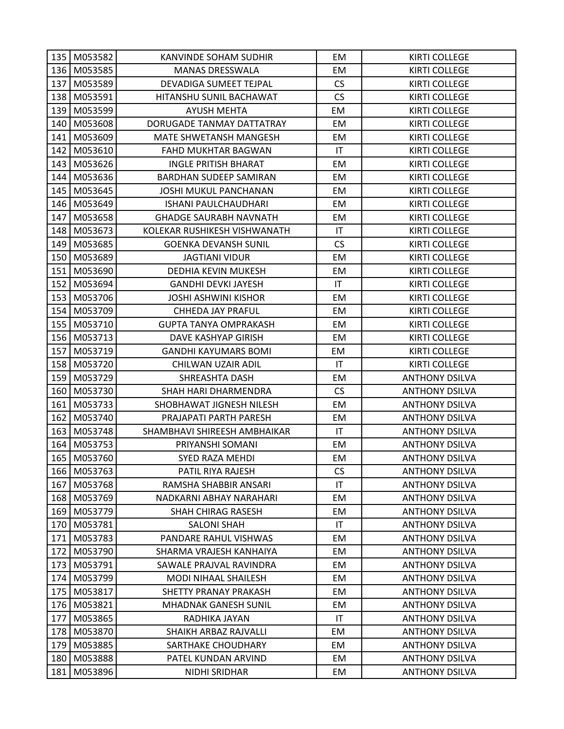| 135 | M053582 | KANVINDE SOHAM SUDHIR | EM | KIRTI COLLEGE |
|---|---|---|---|---|
| 136 | M053585 | MANAS DRESSWALA | EM | KIRTI COLLEGE |
| 137 | M053589 | DEVADIGA SUMEET TEJPAL | CS | KIRTI COLLEGE |
| 138 | M053591 | HITANSHU SUNIL BACHAWAT | CS | KIRTI COLLEGE |
| 139 | M053599 | AYUSH MEHTA | EM | KIRTI COLLEGE |
| 140 | M053608 | DORUGADE TANMAY DATTATRAY | EM | KIRTI COLLEGE |
| 141 | M053609 | MATE SHWETANSH MANGESH | EM | KIRTI COLLEGE |
| 142 | M053610 | FAHD MUKHTAR BAGWAN | IT | KIRTI COLLEGE |
| 143 | M053626 | INGLE PRITISH BHARAT | EM | KIRTI COLLEGE |
| 144 | M053636 | BARDHAN SUDEEP SAMIRAN | EM | KIRTI COLLEGE |
| 145 | M053645 | JOSHI MUKUL PANCHANAN | EM | KIRTI COLLEGE |
| 146 | M053649 | ISHANI PAULCHAUDHARI | EM | KIRTI COLLEGE |
| 147 | M053658 | GHADGE SAURABH NAVNATH | EM | KIRTI COLLEGE |
| 148 | M053673 | KOLEKAR RUSHIKESH VISHWANATH | IT | KIRTI COLLEGE |
| 149 | M053685 | GOENKA DEVANSH SUNIL | CS | KIRTI COLLEGE |
| 150 | M053689 | JAGTIANI VIDUR | EM | KIRTI COLLEGE |
| 151 | M053690 | DEDHIA KEVIN MUKESH | EM | KIRTI COLLEGE |
| 152 | M053694 | GANDHI DEVKI JAYESH | IT | KIRTI COLLEGE |
| 153 | M053706 | JOSHI ASHWINI KISHOR | EM | KIRTI COLLEGE |
| 154 | M053709 | CHHEDA JAY PRAFUL | EM | KIRTI COLLEGE |
| 155 | M053710 | GUPTA TANYA OMPRAKASH | EM | KIRTI COLLEGE |
| 156 | M053713 | DAVE KASHYAP GIRISH | EM | KIRTI COLLEGE |
| 157 | M053719 | GANDHI KAYUMARS BOMI | EM | KIRTI COLLEGE |
| 158 | M053720 | CHILWAN UZAIR ADIL | IT | KIRTI COLLEGE |
| 159 | M053729 | SHREASHTA DASH | EM | ANTHONY DSILVA |
| 160 | M053730 | SHAH HARI DHARMENDRA | CS | ANTHONY DSILVA |
| 161 | M053733 | SHOBHAWAT JIGNESH NILESH | EM | ANTHONY DSILVA |
| 162 | M053740 | PRAJAPATI PARTH PARESH | EM | ANTHONY DSILVA |
| 163 | M053748 | SHAMBHAVI SHIREESH AMBHAIKAR | IT | ANTHONY DSILVA |
| 164 | M053753 | PRIYANSHI SOMANI | EM | ANTHONY DSILVA |
| 165 | M053760 | SYED RAZA MEHDI | EM | ANTHONY DSILVA |
| 166 | M053763 | PATIL RIYA RAJESH | CS | ANTHONY DSILVA |
| 167 | M053768 | RAMSHA SHABBIR ANSARI | IT | ANTHONY DSILVA |
| 168 | M053769 | NADKARNI ABHAY NARAHARI | EM | ANTHONY DSILVA |
| 169 | M053779 | SHAH CHIRAG RASESH | EM | ANTHONY DSILVA |
| 170 | M053781 | SALONI SHAH | IT | ANTHONY DSILVA |
| 171 | M053783 | PANDARE RAHUL VISHWAS | EM | ANTHONY DSILVA |
| 172 | M053790 | SHARMA VRAJESH KANHAIYA | EM | ANTHONY DSILVA |
| 173 | M053791 | SAWALE PRAJVAL RAVINDRA | EM | ANTHONY DSILVA |
| 174 | M053799 | MODI NIHAAL SHAILESH | EM | ANTHONY DSILVA |
| 175 | M053817 | SHETTY PRANAY PRAKASH | EM | ANTHONY DSILVA |
| 176 | M053821 | MHADNAK GANESH SUNIL | EM | ANTHONY DSILVA |
| 177 | M053865 | RADHIKA JAYAN | IT | ANTHONY DSILVA |
| 178 | M053870 | SHAIKH ARBAZ RAJVALLI | EM | ANTHONY DSILVA |
| 179 | M053885 | SARTHAKE CHOUDHARY | EM | ANTHONY DSILVA |
| 180 | M053888 | PATEL KUNDAN ARVIND | EM | ANTHONY DSILVA |
| 181 | M053896 | NIDHI SRIDHAR | EM | ANTHONY DSILVA |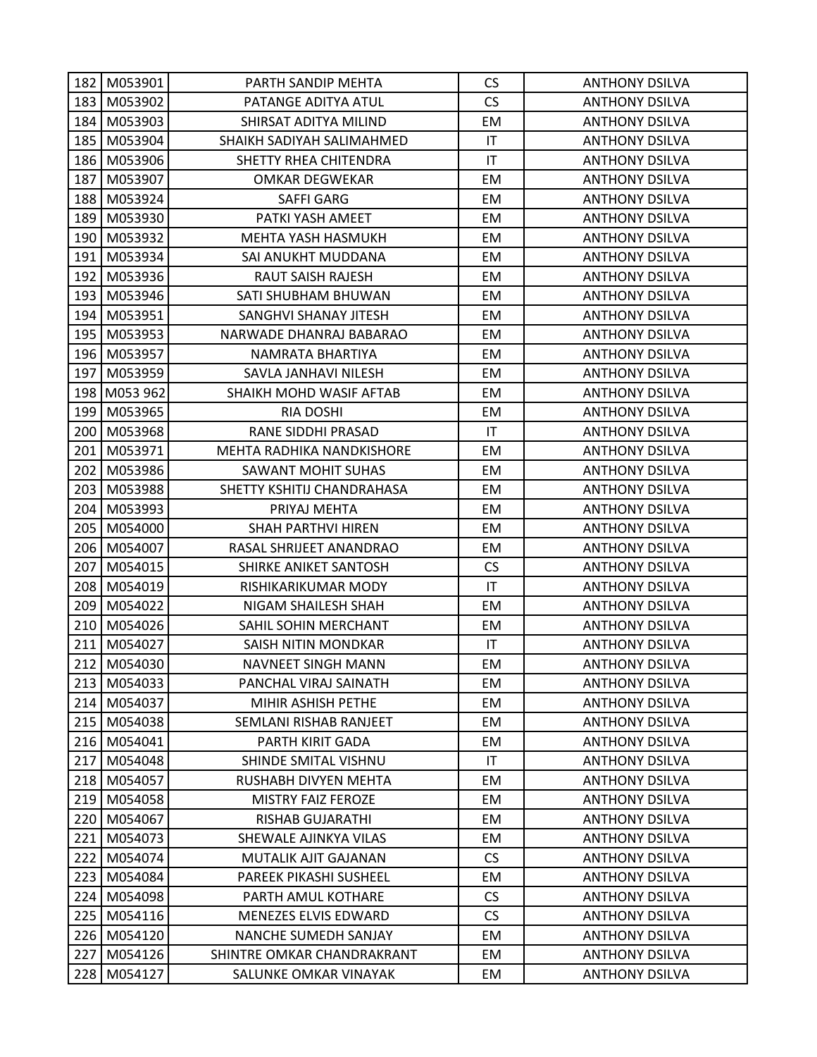| 182 | M053901 | PARTH SANDIP MEHTA | CS | ANTHONY DSILVA |
|---|---|---|---|---|
| 183 | M053902 | PATANGE ADITYA ATUL | CS | ANTHONY DSILVA |
| 184 | M053903 | SHIRSAT ADITYA MILIND | EM | ANTHONY DSILVA |
| 185 | M053904 | SHAIKH SADIYAH SALIMAHMED | IT | ANTHONY DSILVA |
| 186 | M053906 | SHETTY RHEA CHITENDRA | IT | ANTHONY DSILVA |
| 187 | M053907 | OMKAR DEGWEKAR | EM | ANTHONY DSILVA |
| 188 | M053924 | SAFFI GARG | EM | ANTHONY DSILVA |
| 189 | M053930 | PATKI YASH AMEET | EM | ANTHONY DSILVA |
| 190 | M053932 | MEHTA YASH HASMUKH | EM | ANTHONY DSILVA |
| 191 | M053934 | SAI ANUKHT MUDDANA | EM | ANTHONY DSILVA |
| 192 | M053936 | RAUT SAISH RAJESH | EM | ANTHONY DSILVA |
| 193 | M053946 | SATI SHUBHAM BHUWAN | EM | ANTHONY DSILVA |
| 194 | M053951 | SANGHVI SHANAY JITESH | EM | ANTHONY DSILVA |
| 195 | M053953 | NARWADE DHANRAJ BABARAO | EM | ANTHONY DSILVA |
| 196 | M053957 | NAMRATA BHARTIYA | EM | ANTHONY DSILVA |
| 197 | M053959 | SAVLA JANHAVI NILESH | EM | ANTHONY DSILVA |
| 198 | M053 962 | SHAIKH MOHD WASIF AFTAB | EM | ANTHONY DSILVA |
| 199 | M053965 | RIA DOSHI | EM | ANTHONY DSILVA |
| 200 | M053968 | RANE SIDDHI PRASAD | IT | ANTHONY DSILVA |
| 201 | M053971 | MEHTA RADHIKA NANDKISHORE | EM | ANTHONY DSILVA |
| 202 | M053986 | SAWANT MOHIT SUHAS | EM | ANTHONY DSILVA |
| 203 | M053988 | SHETTY KSHITIJ CHANDRAHASA | EM | ANTHONY DSILVA |
| 204 | M053993 | PRIYAJ MEHTA | EM | ANTHONY DSILVA |
| 205 | M054000 | SHAH PARTHVI HIREN | EM | ANTHONY DSILVA |
| 206 | M054007 | RASAL SHRIJEET ANANDRAO | EM | ANTHONY DSILVA |
| 207 | M054015 | SHIRKE ANIKET SANTOSH | CS | ANTHONY DSILVA |
| 208 | M054019 | RISHIKARIKUMAR MODY | IT | ANTHONY DSILVA |
| 209 | M054022 | NIGAM SHAILESH SHAH | EM | ANTHONY DSILVA |
| 210 | M054026 | SAHIL SOHIN MERCHANT | EM | ANTHONY DSILVA |
| 211 | M054027 | SAISH NITIN MONDKAR | IT | ANTHONY DSILVA |
| 212 | M054030 | NAVNEET SINGH MANN | EM | ANTHONY DSILVA |
| 213 | M054033 | PANCHAL VIRAJ SAINATH | EM | ANTHONY DSILVA |
| 214 | M054037 | MIHIR ASHISH PETHE | EM | ANTHONY DSILVA |
| 215 | M054038 | SEMLANI RISHAB RANJEET | EM | ANTHONY DSILVA |
| 216 | M054041 | PARTH KIRIT GADA | EM | ANTHONY DSILVA |
| 217 | M054048 | SHINDE SMITAL VISHNU | IT | ANTHONY DSILVA |
| 218 | M054057 | RUSHABH DIVYEN MEHTA | EM | ANTHONY DSILVA |
| 219 | M054058 | MISTRY FAIZ FEROZE | EM | ANTHONY DSILVA |
| 220 | M054067 | RISHAB GUJARATHI | EM | ANTHONY DSILVA |
| 221 | M054073 | SHEWALE AJINKYA VILAS | EM | ANTHONY DSILVA |
| 222 | M054074 | MUTALIK AJIT GAJANAN | CS | ANTHONY DSILVA |
| 223 | M054084 | PAREEK PIKASHI SUSHEEL | EM | ANTHONY DSILVA |
| 224 | M054098 | PARTH AMUL KOTHARE | CS | ANTHONY DSILVA |
| 225 | M054116 | MENEZES ELVIS EDWARD | CS | ANTHONY DSILVA |
| 226 | M054120 | NANCHE SUMEDH SANJAY | EM | ANTHONY DSILVA |
| 227 | M054126 | SHINTRE OMKAR CHANDRAKRANT | EM | ANTHONY DSILVA |
| 228 | M054127 | SALUNKE OMKAR VINAYAK | EM | ANTHONY DSILVA |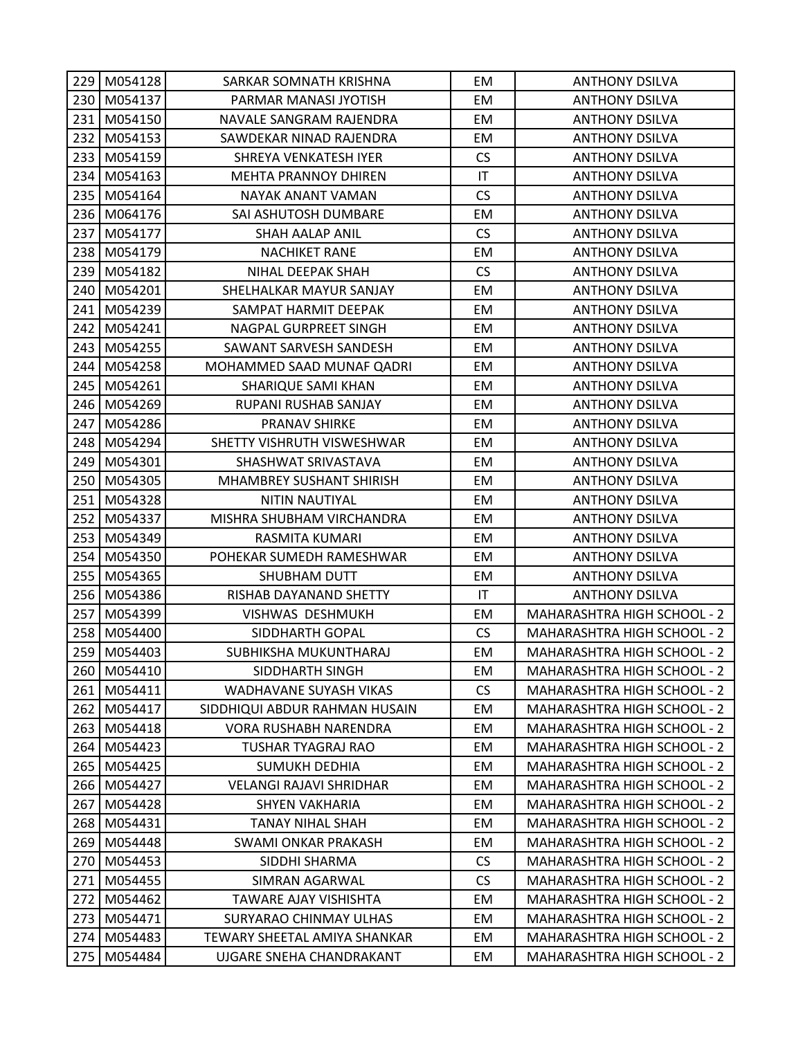| 229 | M054128 | SARKAR SOMNATH KRISHNA | EM | ANTHONY DSILVA |
|---|---|---|---|---|
| 230 | M054137 | PARMAR MANASI JYOTISH | EM | ANTHONY DSILVA |
| 231 | M054150 | NAVALE SANGRAM RAJENDRA | EM | ANTHONY DSILVA |
| 232 | M054153 | SAWDEKAR NINAD RAJENDRA | EM | ANTHONY DSILVA |
| 233 | M054159 | SHREYA VENKATESH IYER | CS | ANTHONY DSILVA |
| 234 | M054163 | MEHTA PRANNOY DHIREN | IT | ANTHONY DSILVA |
| 235 | M054164 | NAYAK ANANT VAMAN | CS | ANTHONY DSILVA |
| 236 | M064176 | SAI ASHUTOSH DUMBARE | EM | ANTHONY DSILVA |
| 237 | M054177 | SHAH AALAP ANIL | CS | ANTHONY DSILVA |
| 238 | M054179 | NACHIKET RANE | EM | ANTHONY DSILVA |
| 239 | M054182 | NIHAL DEEPAK SHAH | CS | ANTHONY DSILVA |
| 240 | M054201 | SHELHALKAR MAYUR SANJAY | EM | ANTHONY DSILVA |
| 241 | M054239 | SAMPAT HARMIT DEEPAK | EM | ANTHONY DSILVA |
| 242 | M054241 | NAGPAL GURPREET SINGH | EM | ANTHONY DSILVA |
| 243 | M054255 | SAWANT SARVESH SANDESH | EM | ANTHONY DSILVA |
| 244 | M054258 | MOHAMMED SAAD MUNAF QADRI | EM | ANTHONY DSILVA |
| 245 | M054261 | SHARIQUE SAMI KHAN | EM | ANTHONY DSILVA |
| 246 | M054269 | RUPANI RUSHAB SANJAY | EM | ANTHONY DSILVA |
| 247 | M054286 | PRANAV SHIRKE | EM | ANTHONY DSILVA |
| 248 | M054294 | SHETTY VISHRUTH VISWESHWAR | EM | ANTHONY DSILVA |
| 249 | M054301 | SHASHWAT SRIVASTAVA | EM | ANTHONY DSILVA |
| 250 | M054305 | MHAMBREY SUSHANT SHIRISH | EM | ANTHONY DSILVA |
| 251 | M054328 | NITIN NAUTIYAL | EM | ANTHONY DSILVA |
| 252 | M054337 | MISHRA SHUBHAM VIRCHANDRA | EM | ANTHONY DSILVA |
| 253 | M054349 | RASMITA KUMARI | EM | ANTHONY DSILVA |
| 254 | M054350 | POHEKAR SUMEDH RAMESHWAR | EM | ANTHONY DSILVA |
| 255 | M054365 | SHUBHAM DUTT | EM | ANTHONY DSILVA |
| 256 | M054386 | RISHAB DAYANAND SHETTY | IT | ANTHONY DSILVA |
| 257 | M054399 | VISHWAS DESHMUKH | EM | MAHARASHTRA HIGH SCHOOL - 2 |
| 258 | M054400 | SIDDHARTH GOPAL | CS | MAHARASHTRA HIGH SCHOOL - 2 |
| 259 | M054403 | SUBHIKSHA MUKUNTHARAJ | EM | MAHARASHTRA HIGH SCHOOL - 2 |
| 260 | M054410 | SIDDHARTH SINGH | EM | MAHARASHTRA HIGH SCHOOL - 2 |
| 261 | M054411 | WADHAVANE SUYASH VIKAS | CS | MAHARASHTRA HIGH SCHOOL - 2 |
| 262 | M054417 | SIDDHIQUI ABDUR RAHMAN HUSAIN | EM | MAHARASHTRA HIGH SCHOOL - 2 |
| 263 | M054418 | VORA RUSHABH NARENDRA | EM | MAHARASHTRA HIGH SCHOOL - 2 |
| 264 | M054423 | TUSHAR TYAGRAJ RAO | EM | MAHARASHTRA HIGH SCHOOL - 2 |
| 265 | M054425 | SUMUKH DEDHIA | EM | MAHARASHTRA HIGH SCHOOL - 2 |
| 266 | M054427 | VELANGI RAJAVI SHRIDHAR | EM | MAHARASHTRA HIGH SCHOOL - 2 |
| 267 | M054428 | SHYEN VAKHARIA | EM | MAHARASHTRA HIGH SCHOOL - 2 |
| 268 | M054431 | TANAY NIHAL SHAH | EM | MAHARASHTRA HIGH SCHOOL - 2 |
| 269 | M054448 | SWAMI ONKAR PRAKASH | EM | MAHARASHTRA HIGH SCHOOL - 2 |
| 270 | M054453 | SIDDHI SHARMA | CS | MAHARASHTRA HIGH SCHOOL - 2 |
| 271 | M054455 | SIMRAN AGARWAL | CS | MAHARASHTRA HIGH SCHOOL - 2 |
| 272 | M054462 | TAWARE AJAY VISHISHTA | EM | MAHARASHTRA HIGH SCHOOL - 2 |
| 273 | M054471 | SURYARAO CHINMAY ULHAS | EM | MAHARASHTRA HIGH SCHOOL - 2 |
| 274 | M054483 | TEWARY SHEETAL AMIYA SHANKAR | EM | MAHARASHTRA HIGH SCHOOL - 2 |
| 275 | M054484 | UJGARE SNEHA CHANDRAKANT | EM | MAHARASHTRA HIGH SCHOOL - 2 |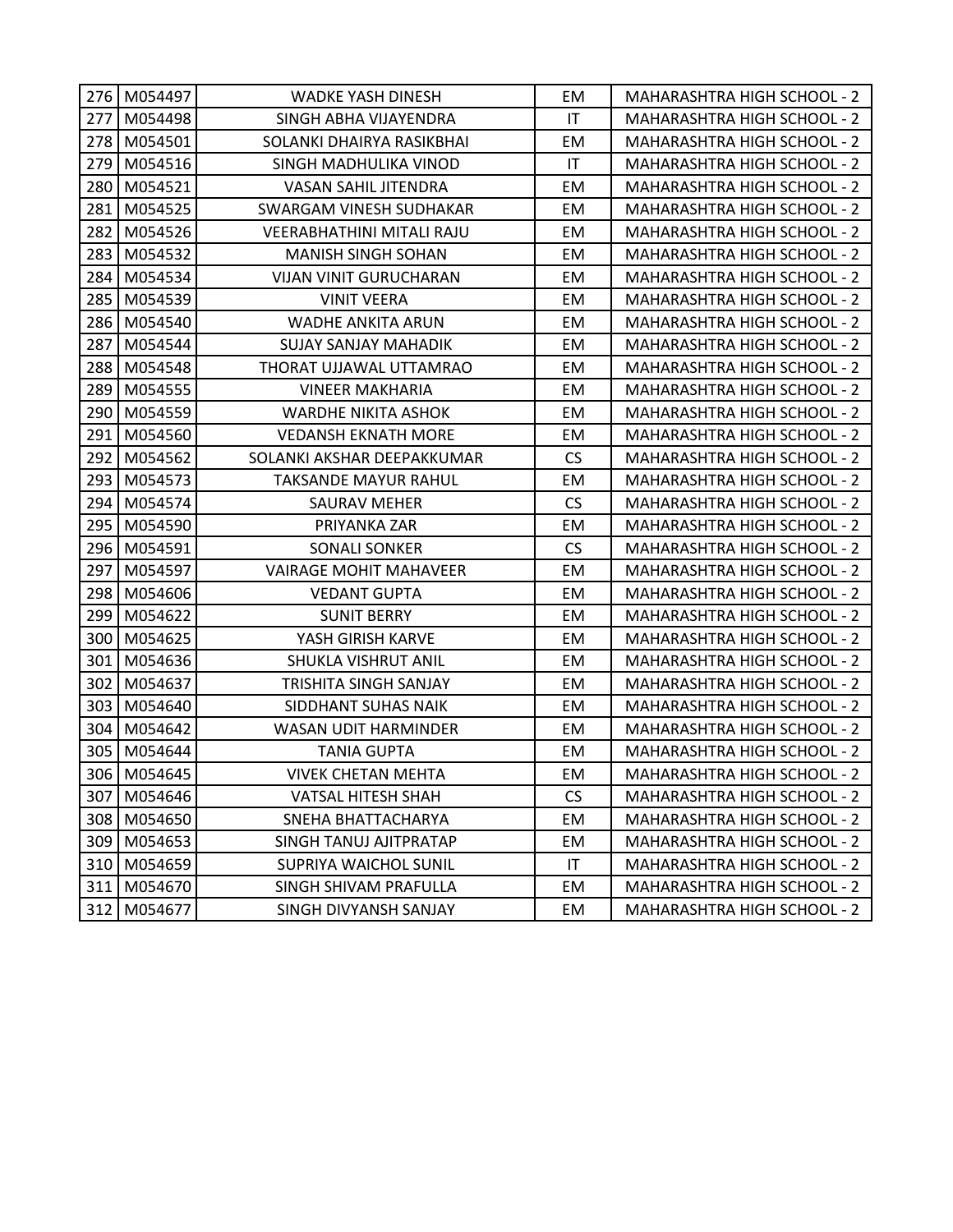| | | | | |
|---|---|---|---|---|
| 276 | M054497 | WADKE YASH DINESH | EM | MAHARASHTRA HIGH SCHOOL - 2 |
| 277 | M054498 | SINGH ABHA VIJAYENDRA | IT | MAHARASHTRA HIGH SCHOOL - 2 |
| 278 | M054501 | SOLANKI DHAIRYA RASIKBHAI | EM | MAHARASHTRA HIGH SCHOOL - 2 |
| 279 | M054516 | SINGH MADHULIKA VINOD | IT | MAHARASHTRA HIGH SCHOOL - 2 |
| 280 | M054521 | VASAN SAHIL JITENDRA | EM | MAHARASHTRA HIGH SCHOOL - 2 |
| 281 | M054525 | SWARGAM VINESH SUDHAKAR | EM | MAHARASHTRA HIGH SCHOOL - 2 |
| 282 | M054526 | VEERABHATHINI MITALI RAJU | EM | MAHARASHTRA HIGH SCHOOL - 2 |
| 283 | M054532 | MANISH SINGH SOHAN | EM | MAHARASHTRA HIGH SCHOOL - 2 |
| 284 | M054534 | VIJAN VINIT GURUCHARAN | EM | MAHARASHTRA HIGH SCHOOL - 2 |
| 285 | M054539 | VINIT VEERA | EM | MAHARASHTRA HIGH SCHOOL - 2 |
| 286 | M054540 | WADHE ANKITA ARUN | EM | MAHARASHTRA HIGH SCHOOL - 2 |
| 287 | M054544 | SUJAY SANJAY MAHADIK | EM | MAHARASHTRA HIGH SCHOOL - 2 |
| 288 | M054548 | THORAT UJJAWAL UTTAMRAO | EM | MAHARASHTRA HIGH SCHOOL - 2 |
| 289 | M054555 | VINEER MAKHARIA | EM | MAHARASHTRA HIGH SCHOOL - 2 |
| 290 | M054559 | WARDHE NIKITA ASHOK | EM | MAHARASHTRA HIGH SCHOOL - 2 |
| 291 | M054560 | VEDANSH EKNATH MORE | EM | MAHARASHTRA HIGH SCHOOL - 2 |
| 292 | M054562 | SOLANKI AKSHAR DEEPAKKUMAR | CS | MAHARASHTRA HIGH SCHOOL - 2 |
| 293 | M054573 | TAKSANDE MAYUR RAHUL | EM | MAHARASHTRA HIGH SCHOOL - 2 |
| 294 | M054574 | SAURAV MEHER | CS | MAHARASHTRA HIGH SCHOOL - 2 |
| 295 | M054590 | PRIYANKA ZAR | EM | MAHARASHTRA HIGH SCHOOL - 2 |
| 296 | M054591 | SONALI SONKER | CS | MAHARASHTRA HIGH SCHOOL - 2 |
| 297 | M054597 | VAIRAGE MOHIT MAHAVEER | EM | MAHARASHTRA HIGH SCHOOL - 2 |
| 298 | M054606 | VEDANT GUPTA | EM | MAHARASHTRA HIGH SCHOOL - 2 |
| 299 | M054622 | SUNIT BERRY | EM | MAHARASHTRA HIGH SCHOOL - 2 |
| 300 | M054625 | YASH GIRISH KARVE | EM | MAHARASHTRA HIGH SCHOOL - 2 |
| 301 | M054636 | SHUKLA VISHRUT ANIL | EM | MAHARASHTRA HIGH SCHOOL - 2 |
| 302 | M054637 | TRISHITA SINGH SANJAY | EM | MAHARASHTRA HIGH SCHOOL - 2 |
| 303 | M054640 | SIDDHANT SUHAS NAIK | EM | MAHARASHTRA HIGH SCHOOL - 2 |
| 304 | M054642 | WASAN UDIT HARMINDER | EM | MAHARASHTRA HIGH SCHOOL - 2 |
| 305 | M054644 | TANIA GUPTA | EM | MAHARASHTRA HIGH SCHOOL - 2 |
| 306 | M054645 | VIVEK CHETAN MEHTA | EM | MAHARASHTRA HIGH SCHOOL - 2 |
| 307 | M054646 | VATSAL HITESH SHAH | CS | MAHARASHTRA HIGH SCHOOL - 2 |
| 308 | M054650 | SNEHA BHATTACHARYA | EM | MAHARASHTRA HIGH SCHOOL - 2 |
| 309 | M054653 | SINGH TANUJ AJITPRATAP | EM | MAHARASHTRA HIGH SCHOOL - 2 |
| 310 | M054659 | SUPRIYA WAICHOL SUNIL | IT | MAHARASHTRA HIGH SCHOOL - 2 |
| 311 | M054670 | SINGH SHIVAM PRAFULLA | EM | MAHARASHTRA HIGH SCHOOL - 2 |
| 312 | M054677 | SINGH DIVYANSH SANJAY | EM | MAHARASHTRA HIGH SCHOOL - 2 |